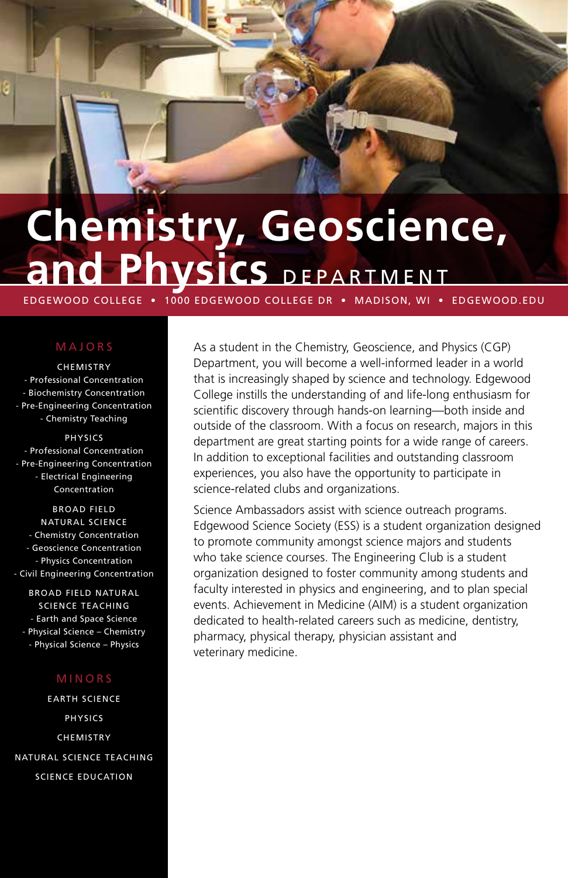# Chemistry, Geoscience, and Physics DEPARTMENT

EDGEWOOD COLLEGE • 1000 EDGEWOOD COLLEGE DR • MADISON, WI • EDGEWOOD.EDU

## MAJORS

**CHEMISTRY**
- Professional Concentration
- Biochemistry Concentration
- Pre-Engineering Concentration
- Chemistry Teaching

**PHYSICS**
- Professional Concentration
- Pre-Engineering Concentration
- Electrical Engineering Concentration

**BROAD FIELD NATURAL SCIENCE**
- Chemistry Concentration
- Geoscience Concentration
- Physics Concentration
- Civil Engineering Concentration

**BROAD FIELD NATURAL SCIENCE TEACHING**
- Earth and Space Science
- Physical Science – Chemistry
- Physical Science – Physics

## MINORS

EARTH SCIENCE

PHYSICS

CHEMISTRY

NATURAL SCIENCE TEACHING

SCIENCE EDUCATION

As a student in the Chemistry, Geoscience, and Physics (CGP) Department, you will become a well-informed leader in a world that is increasingly shaped by science and technology. Edgewood College instills the understanding of and life-long enthusiasm for scientific discovery through hands-on learning—both inside and outside of the classroom. With a focus on research, majors in this department are great starting points for a wide range of careers. In addition to exceptional facilities and outstanding classroom experiences, you also have the opportunity to participate in science-related clubs and organizations.

Science Ambassadors assist with science outreach programs. Edgewood Science Society (ESS) is a student organization designed to promote community amongst science majors and students who take science courses. The Engineering Club is a student organization designed to foster community among students and faculty interested in physics and engineering, and to plan special events. Achievement in Medicine (AIM) is a student organization dedicated to health-related careers such as medicine, dentistry, pharmacy, physical therapy, physician assistant and veterinary medicine.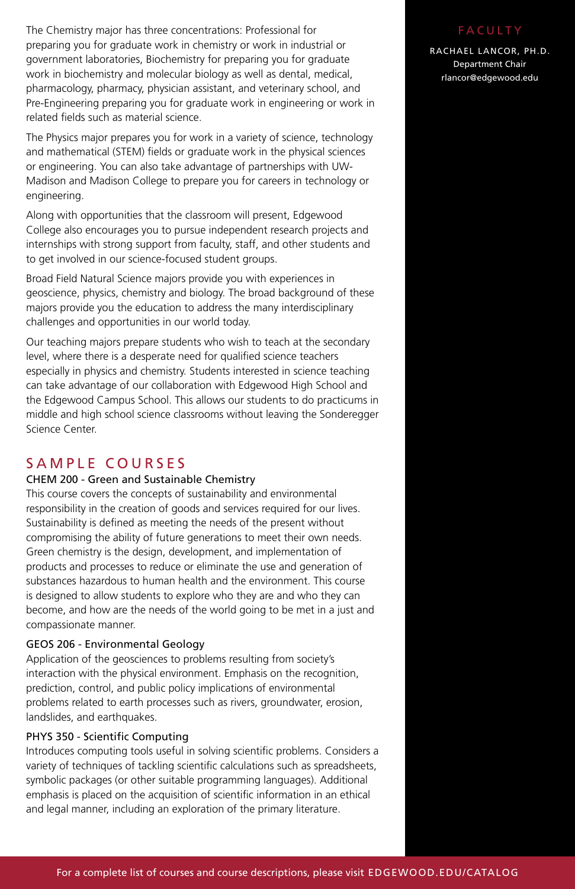The Chemistry major has three concentrations: Professional for preparing you for graduate work in chemistry or work in industrial or government laboratories, Biochemistry for preparing you for graduate work in biochemistry and molecular biology as well as dental, medical, pharmacology, pharmacy, physician assistant, and veterinary school, and Pre-Engineering preparing you for graduate work in engineering or work in related fields such as material science.

The Physics major prepares you for work in a variety of science, technology and mathematical (STEM) fields or graduate work in the physical sciences or engineering. You can also take advantage of partnerships with UW-Madison and Madison College to prepare you for careers in technology or engineering.

Along with opportunities that the classroom will present, Edgewood College also encourages you to pursue independent research projects and internships with strong support from faculty, staff, and other students and to get involved in our science-focused student groups.

Broad Field Natural Science majors provide you with experiences in geoscience, physics, chemistry and biology. The broad background of these majors provide you the education to address the many interdisciplinary challenges and opportunities in our world today.

Our teaching majors prepare students who wish to teach at the secondary level, where there is a desperate need for qualified science teachers especially in physics and chemistry. Students interested in science teaching can take advantage of our collaboration with Edgewood High School and the Edgewood Campus School. This allows our students to do practicums in middle and high school science classrooms without leaving the Sonderegger Science Center.

## SAMPLE COURSES

### CHEM 200 - Green and Sustainable Chemistry

This course covers the concepts of sustainability and environmental responsibility in the creation of goods and services required for our lives. Sustainability is defined as meeting the needs of the present without compromising the ability of future generations to meet their own needs. Green chemistry is the design, development, and implementation of products and processes to reduce or eliminate the use and generation of substances hazardous to human health and the environment. This course is designed to allow students to explore who they are and who they can become, and how are the needs of the world going to be met in a just and compassionate manner.

### GEOS 206 - Environmental Geology

Application of the geosciences to problems resulting from society's interaction with the physical environment. Emphasis on the recognition, prediction, control, and public policy implications of environmental problems related to earth processes such as rivers, groundwater, erosion, landslides, and earthquakes.

### PHYS 350 - Scientific Computing

Introduces computing tools useful in solving scientific problems. Considers a variety of techniques of tackling scientific calculations such as spreadsheets, symbolic packages (or other suitable programming languages). Additional emphasis is placed on the acquisition of scientific information in an ethical and legal manner, including an exploration of the primary literature.

## FACULTY

RACHAEL LANCOR, PH.D.
Department Chair
rlancor@edgewood.edu

For a complete list of courses and course descriptions, please visit EDGEWOOD.EDU/CATALOG